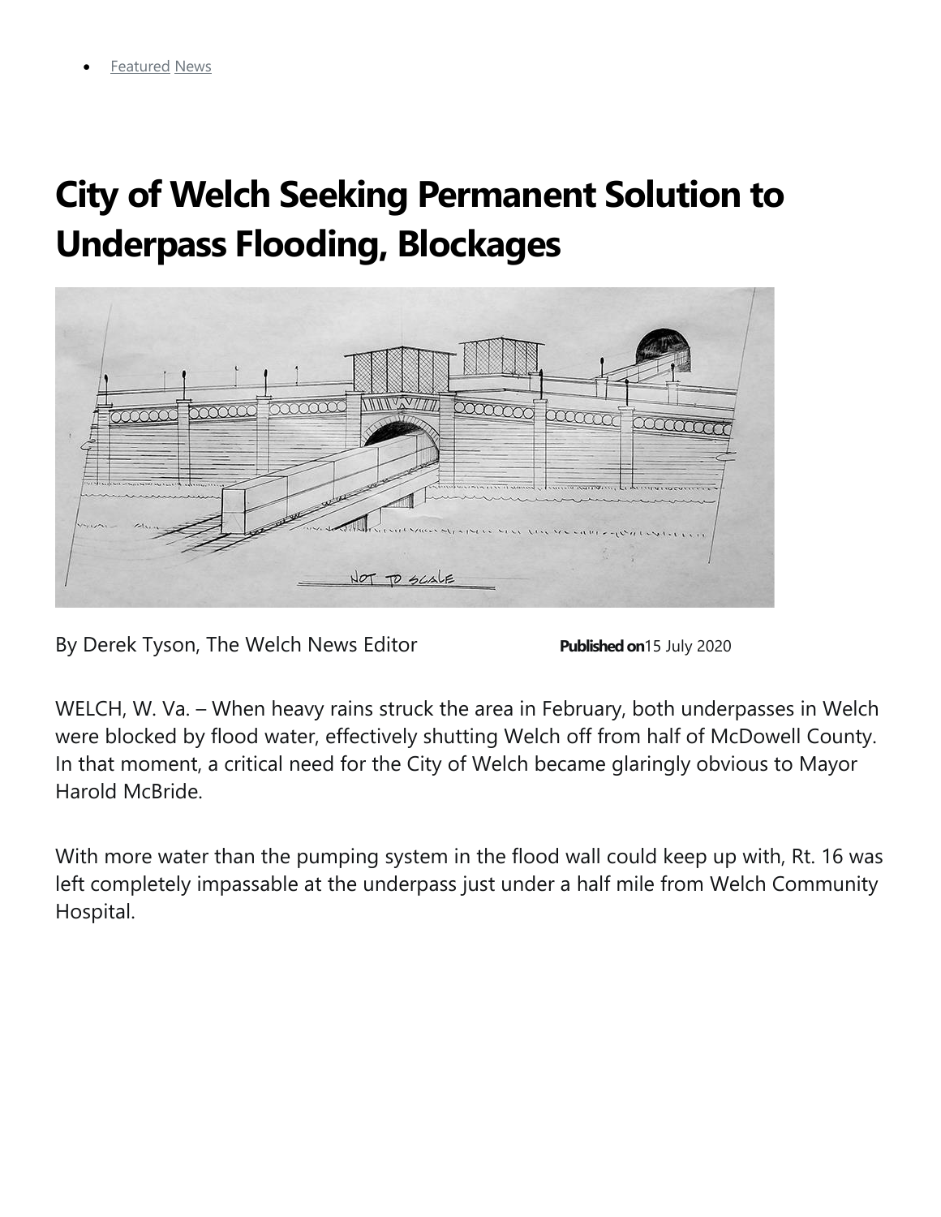- Featured News

# City of Welch Seeking Permanent Solution to Underpass Flooding, Blockages

By Derek Tyson, The Welch News Editor

**Published on** 15 July 2020

WELCH, W. Va. – When heavy rains struck the area in February, both underpasses in Welch were blocked by flood water, effectively shutting Welch off from half of McDowell County. In that moment, a critical need for the City of Welch became glaringly obvious to Mayor Harold McBride.

With more water than the pumping system in the flood wall could keep up with, Rt. 16 was left completely impassable at the underpass just under a half mile from Welch Community Hospital.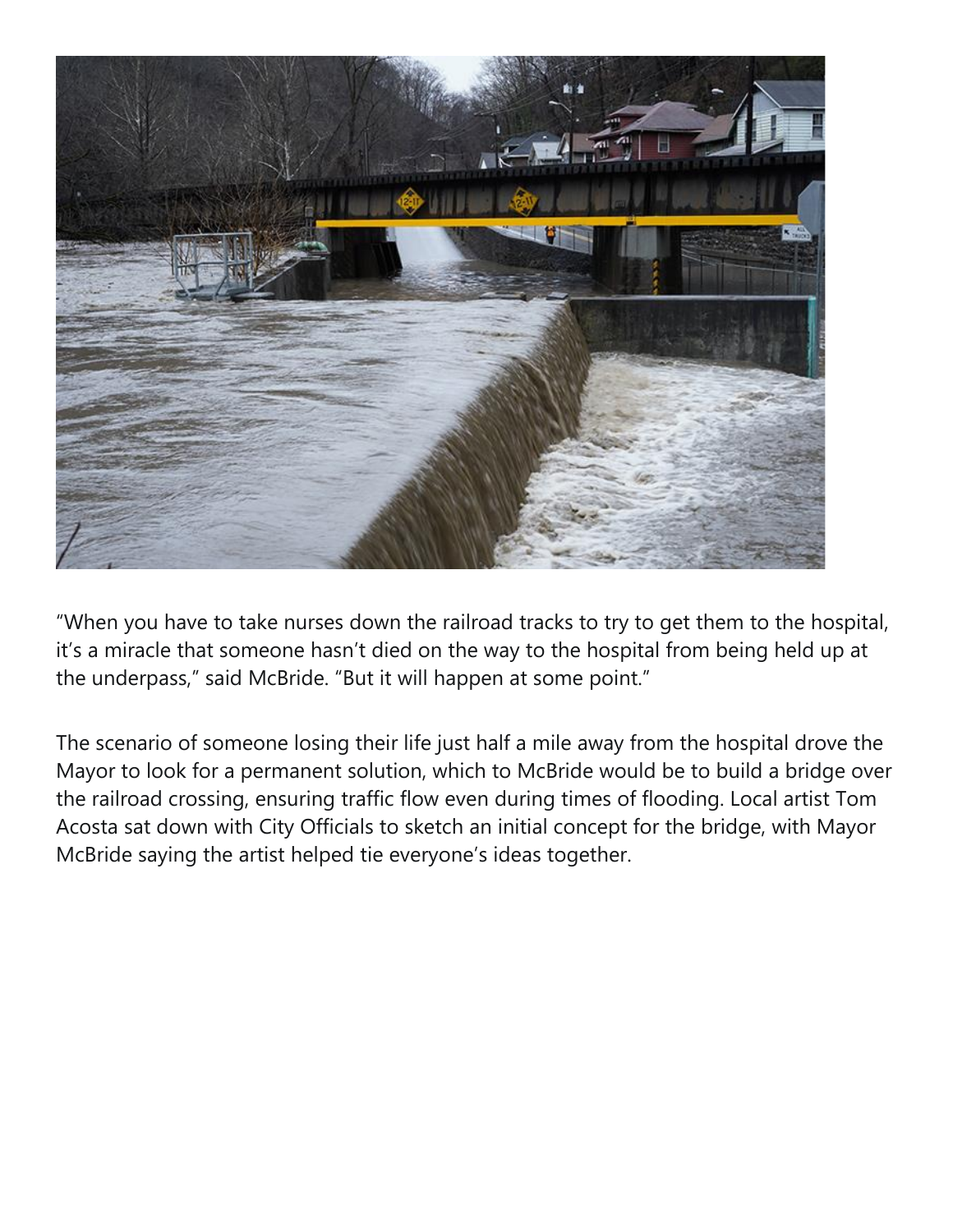“When you have to take nurses down the railroad tracks to try to get them to the hospital, it’s a miracle that someone hasn’t died on the way to the hospital from being held up at the underpass,” said McBride. “But it will happen at some point.”

The scenario of someone losing their life just half a mile away from the hospital drove the Mayor to look for a permanent solution, which to McBride would be to build a bridge over the railroad crossing, ensuring traffic flow even during times of flooding. Local artist Tom Acosta sat down with City Officials to sketch an initial concept for the bridge, with Mayor McBride saying the artist helped tie everyone’s ideas together.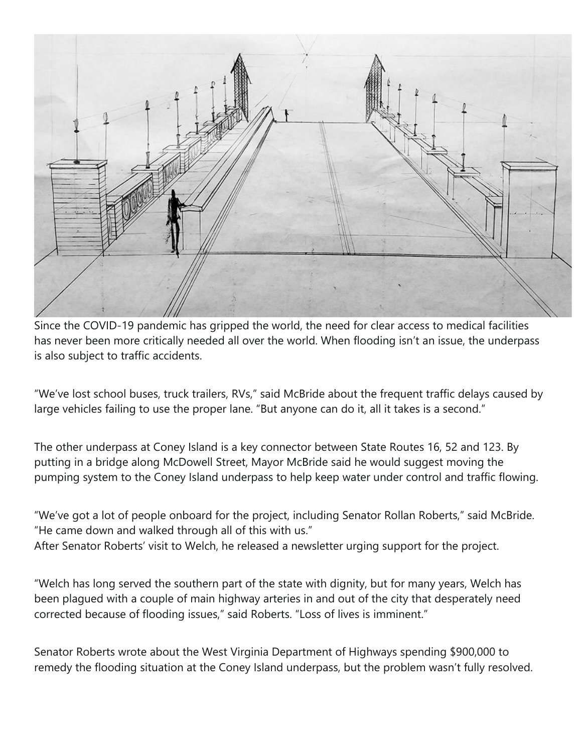Since the COVID-19 pandemic has gripped the world, the need for clear access to medical facilities has never been more critically needed all over the world. When flooding isn't an issue, the underpass is also subject to traffic accidents.

"We've lost school buses, truck trailers, RVs," said McBride about the frequent traffic delays caused by large vehicles failing to use the proper lane. "But anyone can do it, all it takes is a second."

The other underpass at Coney Island is a key connector between State Routes 16, 52 and 123. By putting in a bridge along McDowell Street, Mayor McBride said he would suggest moving the pumping system to the Coney Island underpass to help keep water under control and traffic flowing.

"We've got a lot of people onboard for the project, including Senator Rollan Roberts," said McBride. "He came down and walked through all of this with us."
After Senator Roberts' visit to Welch, he released a newsletter urging support for the project.

"Welch has long served the southern part of the state with dignity, but for many years, Welch has been plagued with a couple of main highway arteries in and out of the city that desperately need corrected because of flooding issues," said Roberts. "Loss of lives is imminent."

Senator Roberts wrote about the West Virginia Department of Highways spending $900,000 to remedy the flooding situation at the Coney Island underpass, but the problem wasn't fully resolved.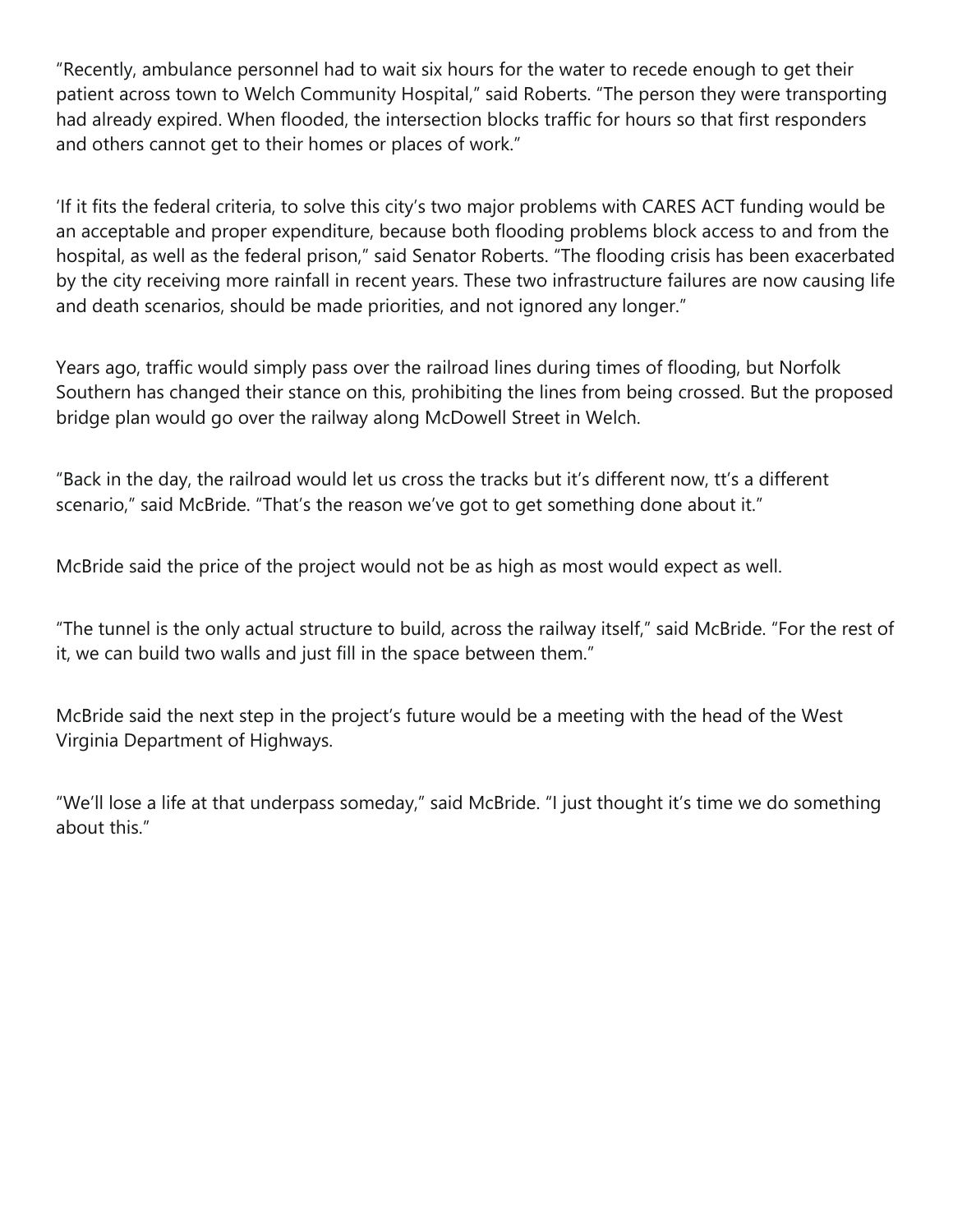"Recently, ambulance personnel had to wait six hours for the water to recede enough to get their patient across town to Welch Community Hospital," said Roberts. "The person they were transporting had already expired. When flooded, the intersection blocks traffic for hours so that first responders and others cannot get to their homes or places of work."

'If it fits the federal criteria, to solve this city's two major problems with CARES ACT funding would be an acceptable and proper expenditure, because both flooding problems block access to and from the hospital, as well as the federal prison," said Senator Roberts. "The flooding crisis has been exacerbated by the city receiving more rainfall in recent years. These two infrastructure failures are now causing life and death scenarios, should be made priorities, and not ignored any longer."

Years ago, traffic would simply pass over the railroad lines during times of flooding, but Norfolk Southern has changed their stance on this, prohibiting the lines from being crossed. But the proposed bridge plan would go over the railway along McDowell Street in Welch.

"Back in the day, the railroad would let us cross the tracks but it's different now, tt's a different scenario," said McBride. "That's the reason we've got to get something done about it."

McBride said the price of the project would not be as high as most would expect as well.

"The tunnel is the only actual structure to build, across the railway itself," said McBride. "For the rest of it, we can build two walls and just fill in the space between them."

McBride said the next step in the project's future would be a meeting with the head of the West Virginia Department of Highways.

"We'll lose a life at that underpass someday," said McBride. "I just thought it's time we do something about this."